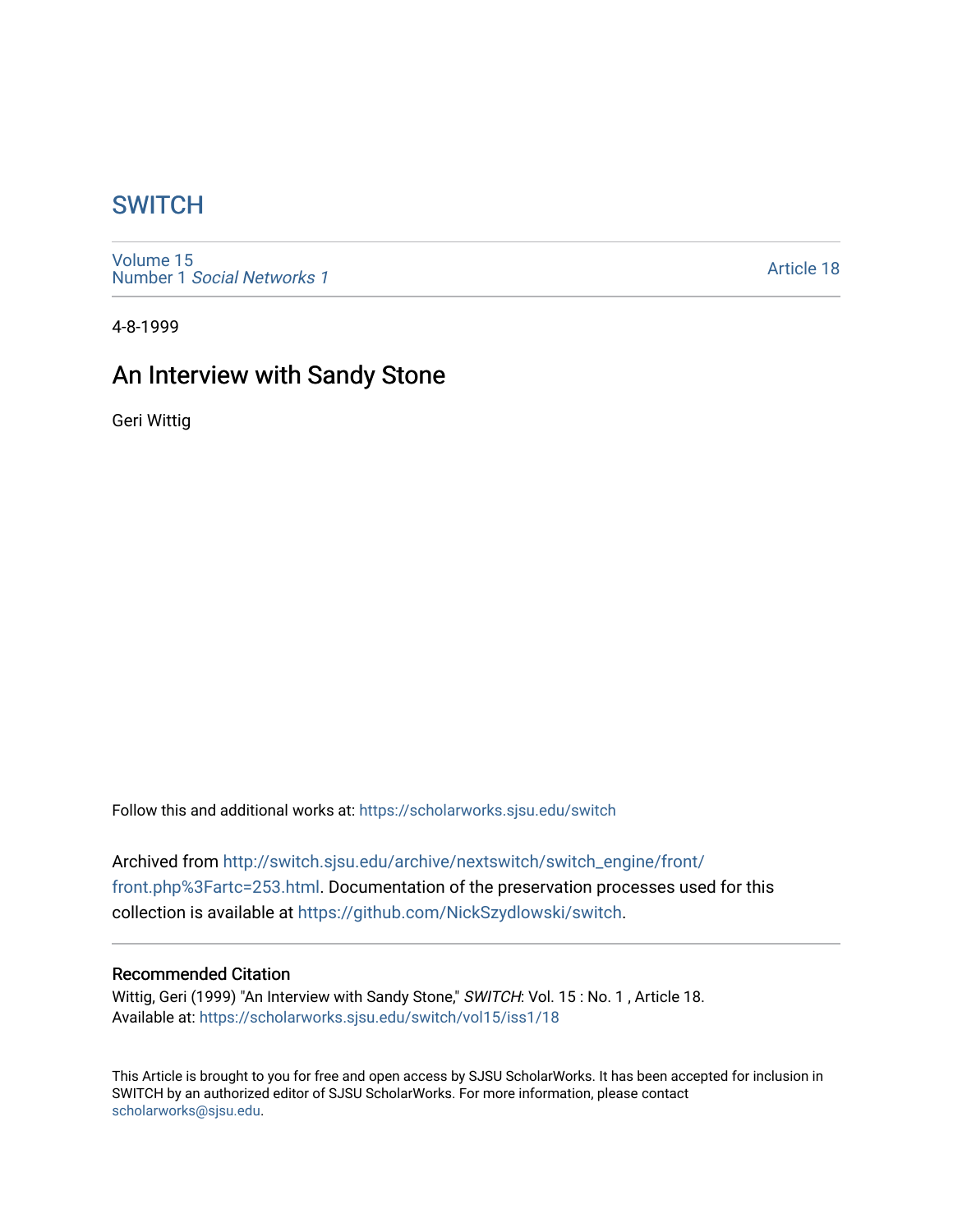# SWITCH

Volume 15
Number 1 *Social Networks 1*

Article 18

4-8-1999

## An Interview with Sandy Stone

Geri Wittig

Follow this and additional works at: https://scholarworks.sjsu.edu/switch

Archived from http://switch.sjsu.edu/archive/nextswitch/switch_engine/front/front.php%3Fartc=253.html. Documentation of the preservation processes used for this collection is available at https://github.com/NickSzydlowski/switch.

### Recommended Citation

Wittig, Geri (1999) "An Interview with Sandy Stone," *SWITCH*: Vol. 15 : No. 1 , Article 18.
Available at: https://scholarworks.sjsu.edu/switch/vol15/iss1/18

This Article is brought to you for free and open access by SJSU ScholarWorks. It has been accepted for inclusion in SWITCH by an authorized editor of SJSU ScholarWorks. For more information, please contact scholarworks@sjsu.edu.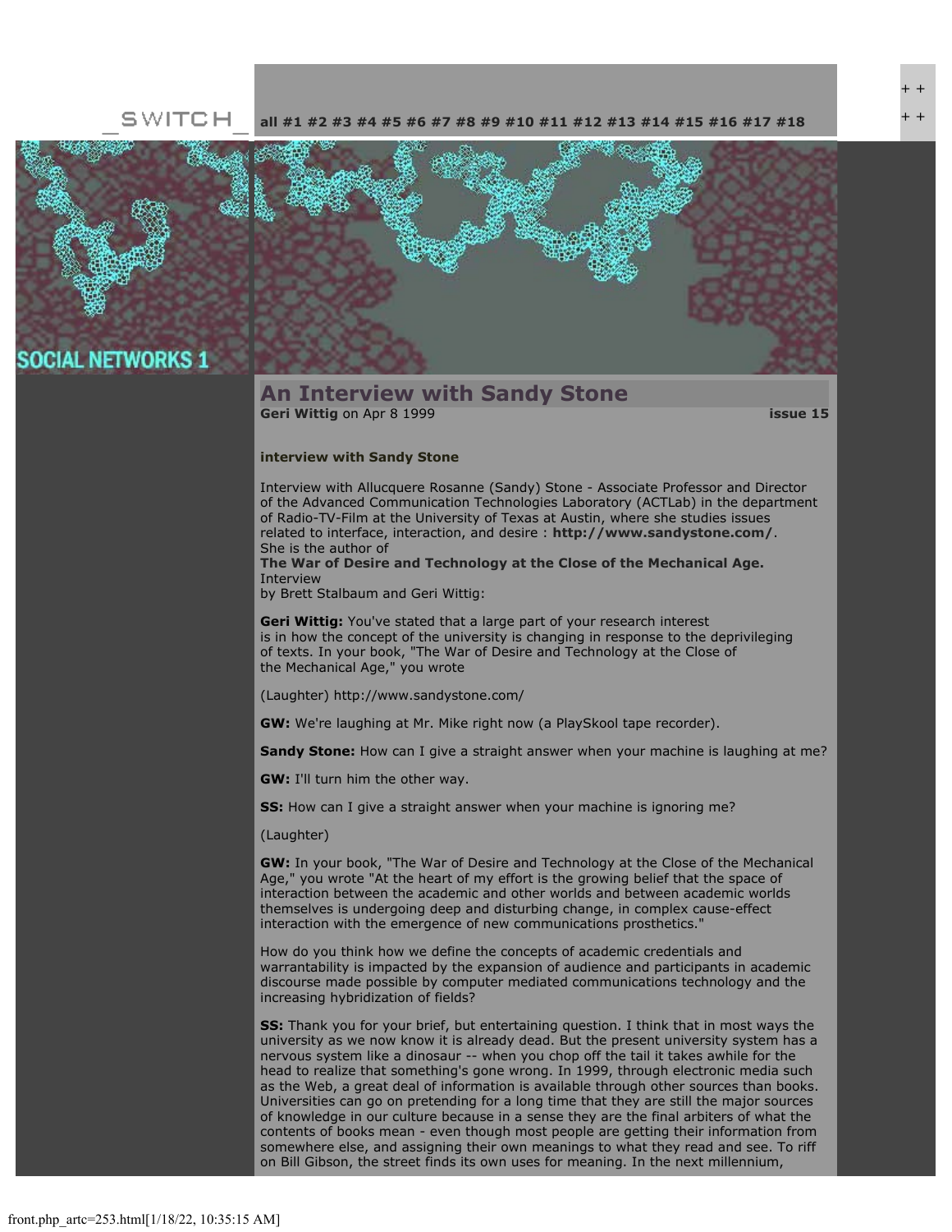_SWITCH_ all #1 #2 #3 #4 #5 #6 #7 #8 #9 #10 #11 #12 #13 #14 #15 #16 #17 #18

SOCIAL NETWORKS 1

## An Interview with Sandy Stone

**Geri Wittig** on Apr 8 1999 **issue 15**

**interview with Sandy Stone**

Interview with Allucquere Rosanne (Sandy) Stone - Associate Professor and Director of the Advanced Communication Technologies Laboratory (ACTLab) in the department of Radio-TV-Film at the University of Texas at Austin, where she studies issues related to interface, interaction, and desire : **http://www.sandystone.com/**.
She is the author of
**The War of Desire and Technology at the Close of the Mechanical Age.**
Interview
by Brett Stalbaum and Geri Wittig:

**Geri Wittig:** You've stated that a large part of your research interest is in how the concept of the university is changing in response to the deprivileging of texts. In your book, "The War of Desire and Technology at the Close of the Mechanical Age," you wrote

(Laughter) http://www.sandystone.com/

**GW:** We're laughing at Mr. Mike right now (a PlaySkool tape recorder).

**Sandy Stone:** How can I give a straight answer when your machine is laughing at me?

**GW:** I'll turn him the other way.

**SS:** How can I give a straight answer when your machine is ignoring me?

(Laughter)

**GW:** In your book, "The War of Desire and Technology at the Close of the Mechanical Age," you wrote "At the heart of my effort is the growing belief that the space of interaction between the academic and other worlds and between academic worlds themselves is undergoing deep and disturbing change, in complex cause-effect interaction with the emergence of new communications prosthetics."

How do you think how we define the concepts of academic credentials and warrantability is impacted by the expansion of audience and participants in academic discourse made possible by computer mediated communications technology and the increasing hybridization of fields?

**SS:** Thank you for your brief, but entertaining question. I think that in most ways the university as we now know it is already dead. But the present university system has a nervous system like a dinosaur -- when you chop off the tail it takes awhile for the head to realize that something's gone wrong. In 1999, through electronic media such as the Web, a great deal of information is available through other sources than books. Universities can go on pretending for a long time that they are still the major sources of knowledge in our culture because in a sense they are the final arbiters of what the contents of books mean - even though most people are getting their information from somewhere else, and assigning their own meanings to what they read and see. To riff on Bill Gibson, the street finds its own uses for meaning. In the next millennium,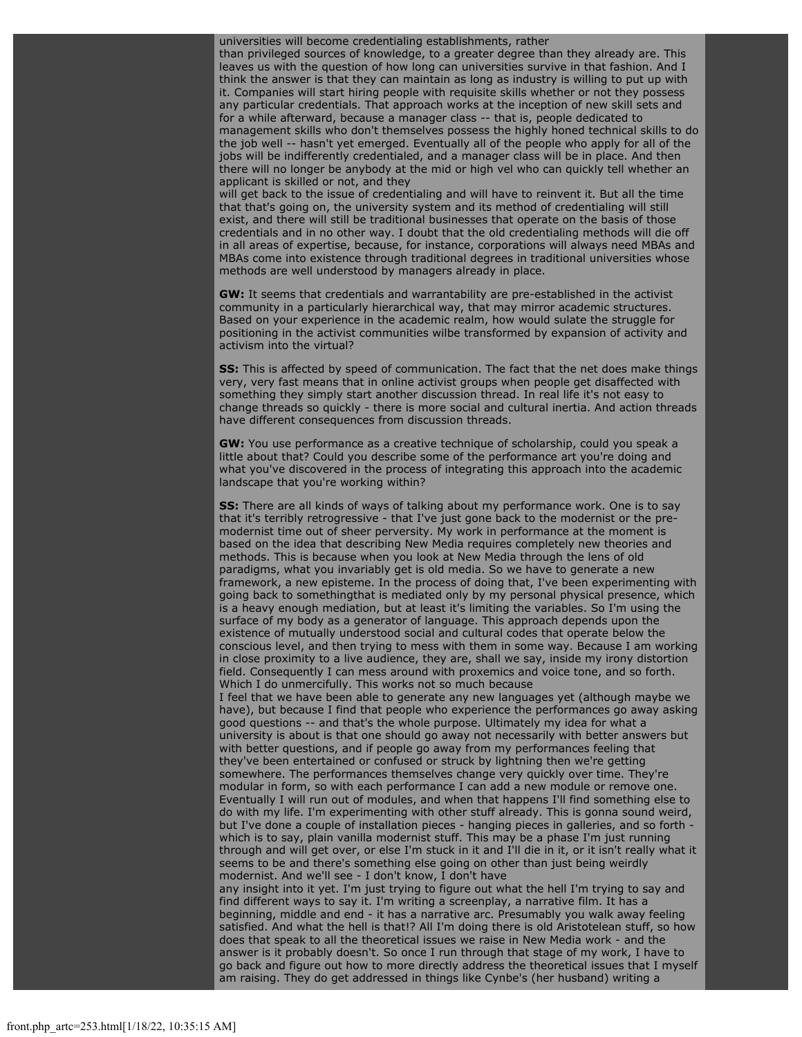universities will become credentialing establishments, rather than privileged sources of knowledge, to a greater degree than they already are. This leaves us with the question of how long can universities survive in that fashion. And I think the answer is that they can maintain as long as industry is willing to put up with it. Companies will start hiring people with requisite skills whether or not they possess any particular credentials. That approach works at the inception of new skill sets and for a while afterward, because a manager class -- that is, people dedicated to management skills who don't themselves possess the highly honed technical skills to do the job well -- hasn't yet emerged. Eventually all of the people who apply for all of the jobs will be indifferently credentialed, and a manager class will be in place. And then there will no longer be anybody at the mid or high vel who can quickly tell whether an applicant is skilled or not, and they will get back to the issue of credentialing and will have to reinvent it. But all the time that that's going on, the university system and its method of credentialing will still exist, and there will still be traditional businesses that operate on the basis of those credentials and in no other way. I doubt that the old credentialing methods will die off in all areas of expertise, because, for instance, corporations will always need MBAs and MBAs come into existence through traditional degrees in traditional universities whose methods are well understood by managers already in place.

**GW:** It seems that credentials and warrantability are pre-established in the activist community in a particularly hierarchical way, that may mirror academic structures. Based on your experience in the academic realm, how would sulate the struggle for positioning in the activist communities wilbe transformed by expansion of activity and activism into the virtual?

**SS:** This is affected by speed of communication. The fact that the net does make things very, very fast means that in online activist groups when people get disaffected with something they simply start another discussion thread. In real life it's not easy to change threads so quickly - there is more social and cultural inertia. And action threads have different consequences from discussion threads.

**GW:** You use performance as a creative technique of scholarship, could you speak a little about that? Could you describe some of the performance art you're doing and what you've discovered in the process of integrating this approach into the academic landscape that you're working within?

**SS:** There are all kinds of ways of talking about my performance work. One is to say that it's terribly retrogressive - that I've just gone back to the modernist or the pre-modernist time out of sheer perversity. My work in performance at the moment is based on the idea that describing New Media requires completely new theories and methods. This is because when you look at New Media through the lens of old paradigms, what you invariably get is old media. So we have to generate a new framework, a new episteme. In the process of doing that, I've been experimenting with going back to somethingthat is mediated only by my personal physical presence, which is a heavy enough mediation, but at least it's limiting the variables. So I'm using the surface of my body as a generator of language. This approach depends upon the existence of mutually understood social and cultural codes that operate below the conscious level, and then trying to mess with them in some way. Because I am working in close proximity to a live audience, they are, shall we say, inside my irony distortion field. Consequently I can mess around with proxemics and voice tone, and so forth. Which I do unmercifully. This works not so much because I feel that we have been able to generate any new languages yet (although maybe we have), but because I find that people who experience the performances go away asking good questions -- and that's the whole purpose. Ultimately my idea for what a university is about is that one should go away not necessarily with better answers but with better questions, and if people go away from my performances feeling that they've been entertained or confused or struck by lightning then we're getting somewhere. The performances themselves change very quickly over time. They're modular in form, so with each performance I can add a new module or remove one. Eventually I will run out of modules, and when that happens I'll find something else to do with my life. I'm experimenting with other stuff already. This is gonna sound weird, but I've done a couple of installation pieces - hanging pieces in galleries, and so forth - which is to say, plain vanilla modernist stuff. This may be a phase I'm just running through and will get over, or else I'm stuck in it and I'll die in it, or it isn't really what it seems to be and there's something else going on other than just being weirdly modernist. And we'll see - I don't know, I don't have any insight into it yet. I'm just trying to figure out what the hell I'm trying to say and find different ways to say it. I'm writing a screenplay, a narrative film. It has a beginning, middle and end - it has a narrative arc. Presumably you walk away feeling satisfied. And what the hell is that!? All I'm doing there is old Aristotelean stuff, so how does that speak to all the theoretical issues we raise in New Media work - and the answer is it probably doesn't. So once I run through that stage of my work, I have to go back and figure out how to more directly address the theoretical issues that I myself am raising. They do get addressed in things like Cynbe's (her husband) writing a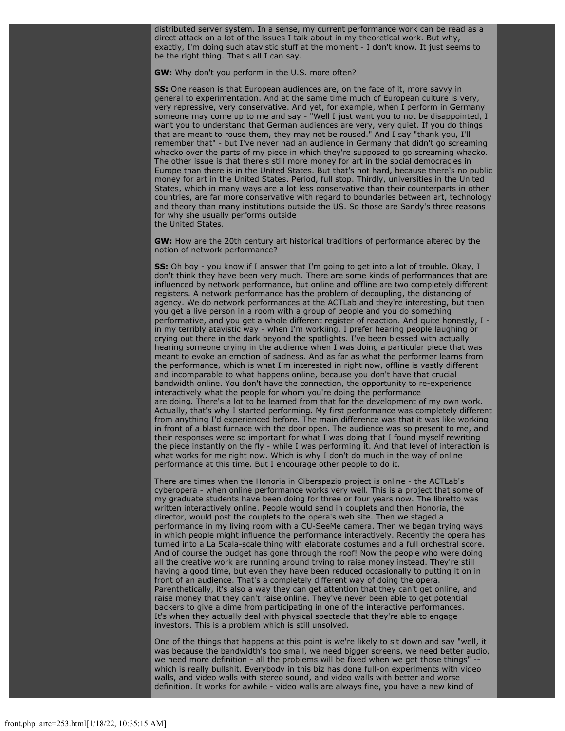distributed server system. In a sense, my current performance work can be read as a direct attack on a lot of the issues I talk about in my theoretical work. But why, exactly, I'm doing such atavistic stuff at the moment - I don't know. It just seems to be the right thing. That's all I can say.

**GW:** Why don't you perform in the U.S. more often?

**SS:** One reason is that European audiences are, on the face of it, more savvy in general to experimentation. And at the same time much of European culture is very, very repressive, very conservative. And yet, for example, when I perform in Germany someone may come up to me and say - "Well I just want you to not be disappointed, I want you to understand that German audiences are very, very quiet. If you do things that are meant to rouse them, they may not be roused." And I say "thank you, I'll remember that" - but I've never had an audience in Germany that didn't go screaming whacko over the parts of my piece in which they're supposed to go screaming whacko. The other issue is that there's still more money for art in the social democracies in Europe than there is in the United States. But that's not hard, because there's no public money for art in the United States. Period, full stop. Thirdly, universities in the United States, which in many ways are a lot less conservative than their counterparts in other countries, are far more conservative with regard to boundaries between art, technology and theory than many institutions outside the US. So those are Sandy's three reasons for why she usually performs outside
the United States.

**GW:** How are the 20th century art historical traditions of performance altered by the notion of network performance?

**SS:** Oh boy - you know if I answer that I'm going to get into a lot of trouble. Okay, I don't think they have been very much. There are some kinds of performances that are influenced by network performance, but online and offline are two completely different registers. A network performance has the problem of decoupling, the distancing of agency. We do network performances at the ACTLab and they're interesting, but then you get a live person in a room with a group of people and you do something performative, and you get a whole different register of reaction. And quite honestly, I - in my terribly atavistic way - when I'm workiing, I prefer hearing people laughing or crying out there in the dark beyond the spotlights. I've been blessed with actually hearing someone crying in the audience when I was doing a particular piece that was meant to evoke an emotion of sadness. And as far as what the performer learns from the performance, which is what I'm interested in right now, offline is vastly different and incomparable to what happens online, because you don't have that crucial bandwidth online. You don't have the connection, the opportunity to re-experience interactively what the people for whom you're doing the performance
are doing. There's a lot to be learned from that for the development of my own work. Actually, that's why I started performing. My first performance was completely different from anything I'd experienced before. The main difference was that it was like working in front of a blast furnace with the door open. The audience was so present to me, and their responses were so important for what I was doing that I found myself rewriting the piece instantly on the fly - while I was performing it. And that level of interaction is what works for me right now. Which is why I don't do much in the way of online performance at this time. But I encourage other people to do it.

There are times when the Honoria in Ciberspazio project is online - the ACTLab's cyberopera - when online performance works very well. This is a project that some of my graduate students have been doing for three or four years now. The libretto was written interactively online. People would send in couplets and then Honoria, the director, would post the couplets to the opera's web site. Then we staged a performance in my living room with a CU-SeeMe camera. Then we began trying ways in which people might influence the performance interactively. Recently the opera has turned into a La Scala-scale thing with elaborate costumes and a full orchestral score. And of course the budget has gone through the roof! Now the people who were doing all the creative work are running around trying to raise money instead. They're still having a good time, but even they have been reduced occasionally to putting it on in front of an audience. That's a completely different way of doing the opera. Parenthetically, it's also a way they can get attention that they can't get online, and raise money that they can't raise online. They've never been able to get potential backers to give a dime from participating in one of the interactive performances. It's when they actually deal with physical spectacle that they're able to engage investors. This is a problem which is still unsolved.

One of the things that happens at this point is we're likely to sit down and say "well, it was because the bandwidth's too small, we need bigger screens, we need better audio, we need more definition - all the problems will be fixed when we get those things" -- which is really bullshit. Everybody in this biz has done full-on experiments with video walls, and video walls with stereo sound, and video walls with better and worse definition. It works for awhile - video walls are always fine, you have a new kind of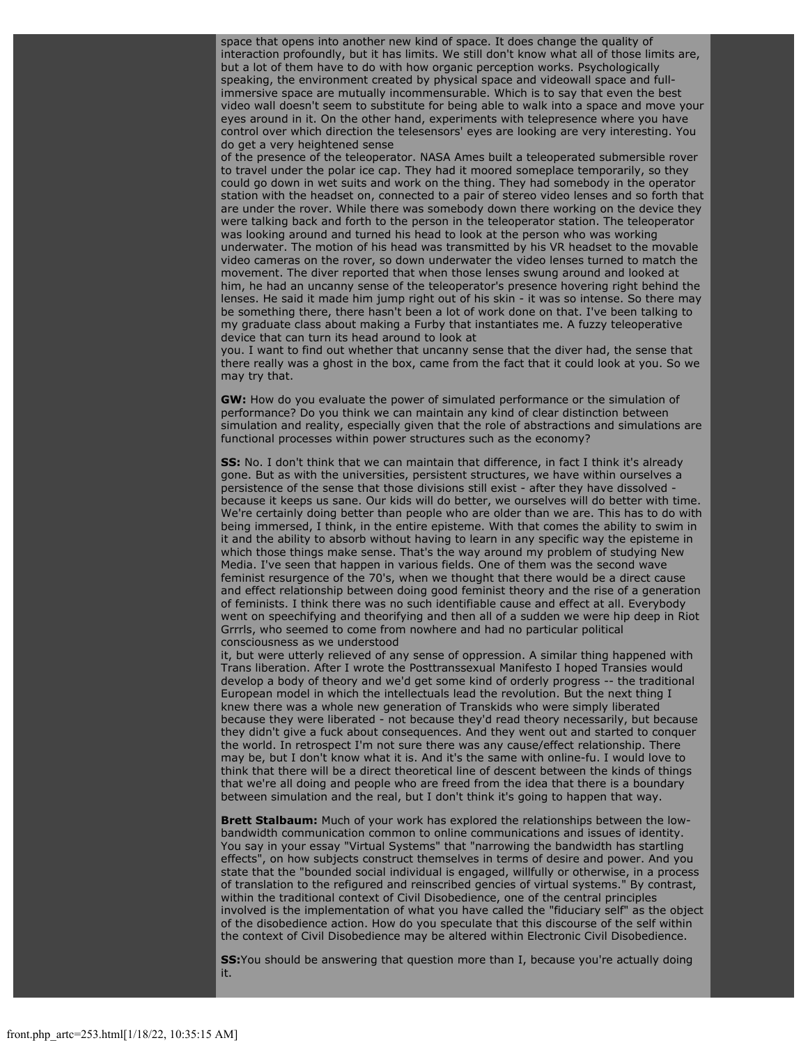space that opens into another new kind of space. It does change the quality of interaction profoundly, but it has limits. We still don't know what all of those limits are, but a lot of them have to do with how organic perception works. Psychologically speaking, the environment created by physical space and videowall space and full-immersive space are mutually incommensurable. Which is to say that even the best video wall doesn't seem to substitute for being able to walk into a space and move your eyes around in it. On the other hand, experiments with telepresence where you have control over which direction the telesensors' eyes are looking are very interesting. You do get a very heightened sense of the presence of the teleoperator. NASA Ames built a teleoperated submersible rover to travel under the polar ice cap. They had it moored someplace temporarily, so they could go down in wet suits and work on the thing. They had somebody in the operator station with the headset on, connected to a pair of stereo video lenses and so forth that are under the rover. While there was somebody down there working on the device they were talking back and forth to the person in the teleoperator station. The teleoperator was looking around and turned his head to look at the person who was working underwater. The motion of his head was transmitted by his VR headset to the movable video cameras on the rover, so down underwater the video lenses turned to match the movement. The diver reported that when those lenses swung around and looked at him, he had an uncanny sense of the teleoperator's presence hovering right behind the lenses. He said it made him jump right out of his skin - it was so intense. So there may be something there, there hasn't been a lot of work done on that. I've been talking to my graduate class about making a Furby that instantiates me. A fuzzy teleoperative device that can turn its head around to look at you. I want to find out whether that uncanny sense that the diver had, the sense that there really was a ghost in the box, came from the fact that it could look at you. So we may try that.

**GW:** How do you evaluate the power of simulated performance or the simulation of performance? Do you think we can maintain any kind of clear distinction between simulation and reality, especially given that the role of abstractions and simulations are functional processes within power structures such as the economy?

**SS:** No. I don't think that we can maintain that difference, in fact I think it's already gone. But as with the universities, persistent structures, we have within ourselves a persistence of the sense that those divisions still exist - after they have dissolved - because it keeps us sane. Our kids will do better, we ourselves will do better with time. We're certainly doing better than people who are older than we are. This has to do with being immersed, I think, in the entire episteme. With that comes the ability to swim in it and the ability to absorb without having to learn in any specific way the episteme in which those things make sense. That's the way around my problem of studying New Media. I've seen that happen in various fields. One of them was the second wave feminist resurgence of the 70's, when we thought that there would be a direct cause and effect relationship between doing good feminist theory and the rise of a generation of feminists. I think there was no such identifiable cause and effect at all. Everybody went on speechifying and theorifying and then all of a sudden we were hip deep in Riot Grrrls, who seemed to come from nowhere and had no particular political consciousness as we understood it, but were utterly relieved of any sense of oppression. A similar thing happened with Trans liberation. After I wrote the Posttranssexual Manifesto I hoped Transies would develop a body of theory and we'd get some kind of orderly progress -- the traditional European model in which the intellectuals lead the revolution. But the next thing I knew there was a whole new generation of Transkids who were simply liberated because they were liberated - not because they'd read theory necessarily, but because they didn't give a fuck about consequences. And they went out and started to conquer the world. In retrospect I'm not sure there was any cause/effect relationship. There may be, but I don't know what it is. And it's the same with online-fu. I would love to think that there will be a direct theoretical line of descent between the kinds of things that we're all doing and people who are freed from the idea that there is a boundary between simulation and the real, but I don't think it's going to happen that way.

**Brett Stalbaum:** Much of your work has explored the relationships between the low-bandwidth communication common to online communications and issues of identity. You say in your essay "Virtual Systems" that "narrowing the bandwidth has startling effects", on how subjects construct themselves in terms of desire and power. And you state that the "bounded social individual is engaged, willfully or otherwise, in a process of translation to the refigured and reinscribed gencies of virtual systems." By contrast, within the traditional context of Civil Disobedience, one of the central principles involved is the implementation of what you have called the "fiduciary self" as the object of the disobedience action. How do you speculate that this discourse of the self within the context of Civil Disobedience may be altered within Electronic Civil Disobedience.

**SS:** You should be answering that question more than I, because you're actually doing it.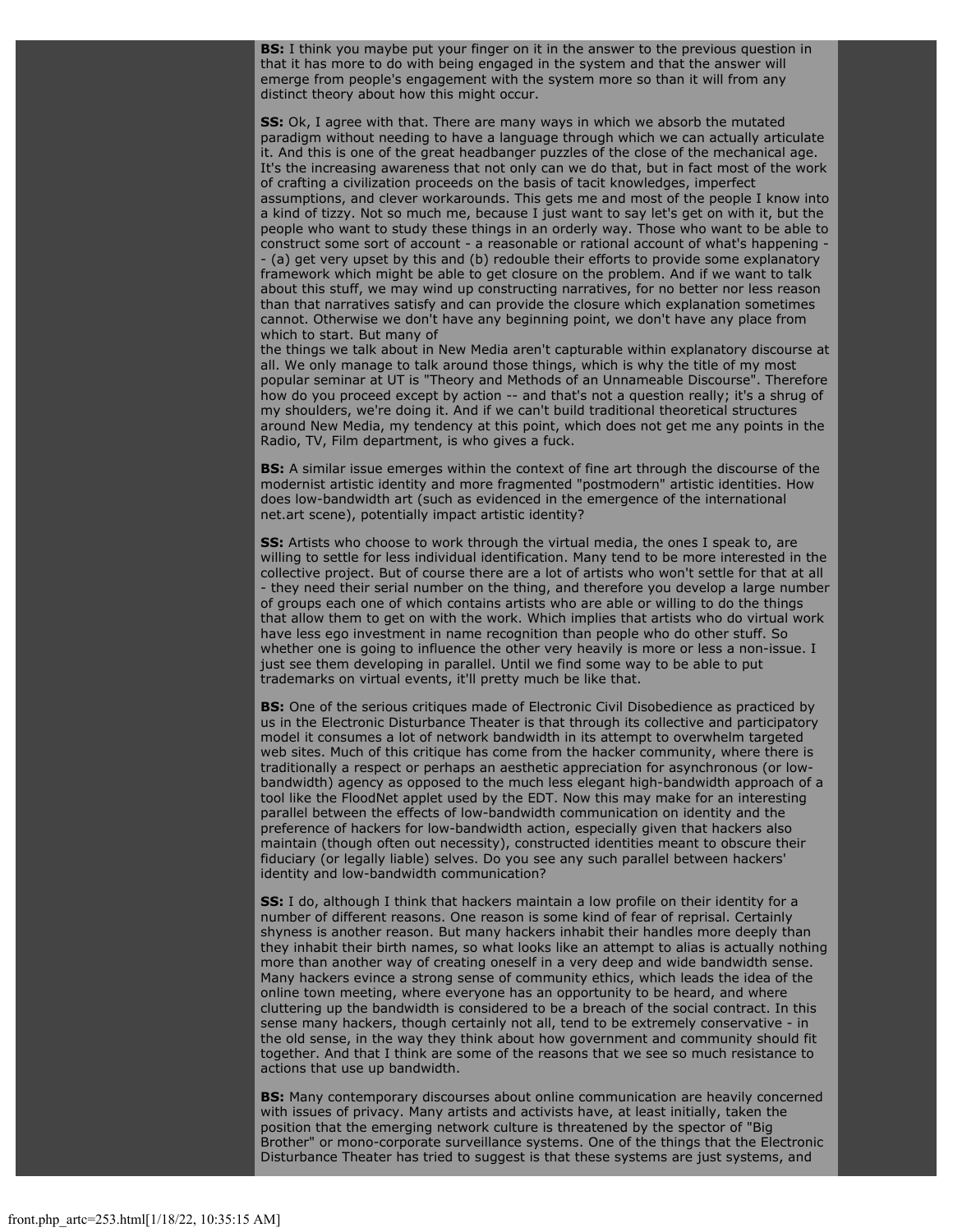**BS:** I think you maybe put your finger on it in the answer to the previous question in that it has more to do with being engaged in the system and that the answer will emerge from people's engagement with the system more so than it will from any distinct theory about how this might occur.

**SS:** Ok, I agree with that. There are many ways in which we absorb the mutated paradigm without needing to have a language through which we can actually articulate it. And this is one of the great headbanger puzzles of the close of the mechanical age. It's the increasing awareness that not only can we do that, but in fact most of the work of crafting a civilization proceeds on the basis of tacit knowledges, imperfect assumptions, and clever workarounds. This gets me and most of the people I know into a kind of tizzy. Not so much me, because I just want to say let's get on with it, but the people who want to study these things in an orderly way. Those who want to be able to construct some sort of account - a reasonable or rational account of what's happening - - (a) get very upset by this and (b) redouble their efforts to provide some explanatory framework which might be able to get closure on the problem. And if we want to talk about this stuff, we may wind up constructing narratives, for no better nor less reason than that narratives satisfy and can provide the closure which explanation sometimes cannot. Otherwise we don't have any beginning point, we don't have any place from which to start. But many of the things we talk about in New Media aren't capturable within explanatory discourse at all. We only manage to talk around those things, which is why the title of my most popular seminar at UT is "Theory and Methods of an Unnameable Discourse". Therefore how do you proceed except by action -- and that's not a question really; it's a shrug of my shoulders, we're doing it. And if we can't build traditional theoretical structures around New Media, my tendency at this point, which does not get me any points in the Radio, TV, Film department, is who gives a fuck.

**BS:** A similar issue emerges within the context of fine art through the discourse of the modernist artistic identity and more fragmented "postmodern" artistic identities. How does low-bandwidth art (such as evidenced in the emergence of the international net.art scene), potentially impact artistic identity?

**SS:** Artists who choose to work through the virtual media, the ones I speak to, are willing to settle for less individual identification. Many tend to be more interested in the collective project. But of course there are a lot of artists who won't settle for that at all - they need their serial number on the thing, and therefore you develop a large number of groups each one of which contains artists who are able or willing to do the things that allow them to get on with the work. Which implies that artists who do virtual work have less ego investment in name recognition than people who do other stuff. So whether one is going to influence the other very heavily is more or less a non-issue. I just see them developing in parallel. Until we find some way to be able to put trademarks on virtual events, it'll pretty much be like that.

**BS:** One of the serious critiques made of Electronic Civil Disobedience as practiced by us in the Electronic Disturbance Theater is that through its collective and participatory model it consumes a lot of network bandwidth in its attempt to overwhelm targeted web sites. Much of this critique has come from the hacker community, where there is traditionally a respect or perhaps an aesthetic appreciation for asynchronous (or low-bandwidth) agency as opposed to the much less elegant high-bandwidth approach of a tool like the FloodNet applet used by the EDT. Now this may make for an interesting parallel between the effects of low-bandwidth communication on identity and the preference of hackers for low-bandwidth action, especially given that hackers also maintain (though often out necessity), constructed identities meant to obscure their fiduciary (or legally liable) selves. Do you see any such parallel between hackers' identity and low-bandwidth communication?

**SS:** I do, although I think that hackers maintain a low profile on their identity for a number of different reasons. One reason is some kind of fear of reprisal. Certainly shyness is another reason. But many hackers inhabit their handles more deeply than they inhabit their birth names, so what looks like an attempt to alias is actually nothing more than another way of creating oneself in a very deep and wide bandwidth sense. Many hackers evince a strong sense of community ethics, which leads the idea of the online town meeting, where everyone has an opportunity to be heard, and where cluttering up the bandwidth is considered to be a breach of the social contract. In this sense many hackers, though certainly not all, tend to be extremely conservative - in the old sense, in the way they think about how government and community should fit together. And that I think are some of the reasons that we see so much resistance to actions that use up bandwidth.

**BS:** Many contemporary discourses about online communication are heavily concerned with issues of privacy. Many artists and activists have, at least initially, taken the position that the emerging network culture is threatened by the spector of "Big Brother" or mono-corporate surveillance systems. One of the things that the Electronic Disturbance Theater has tried to suggest is that these systems are just systems, and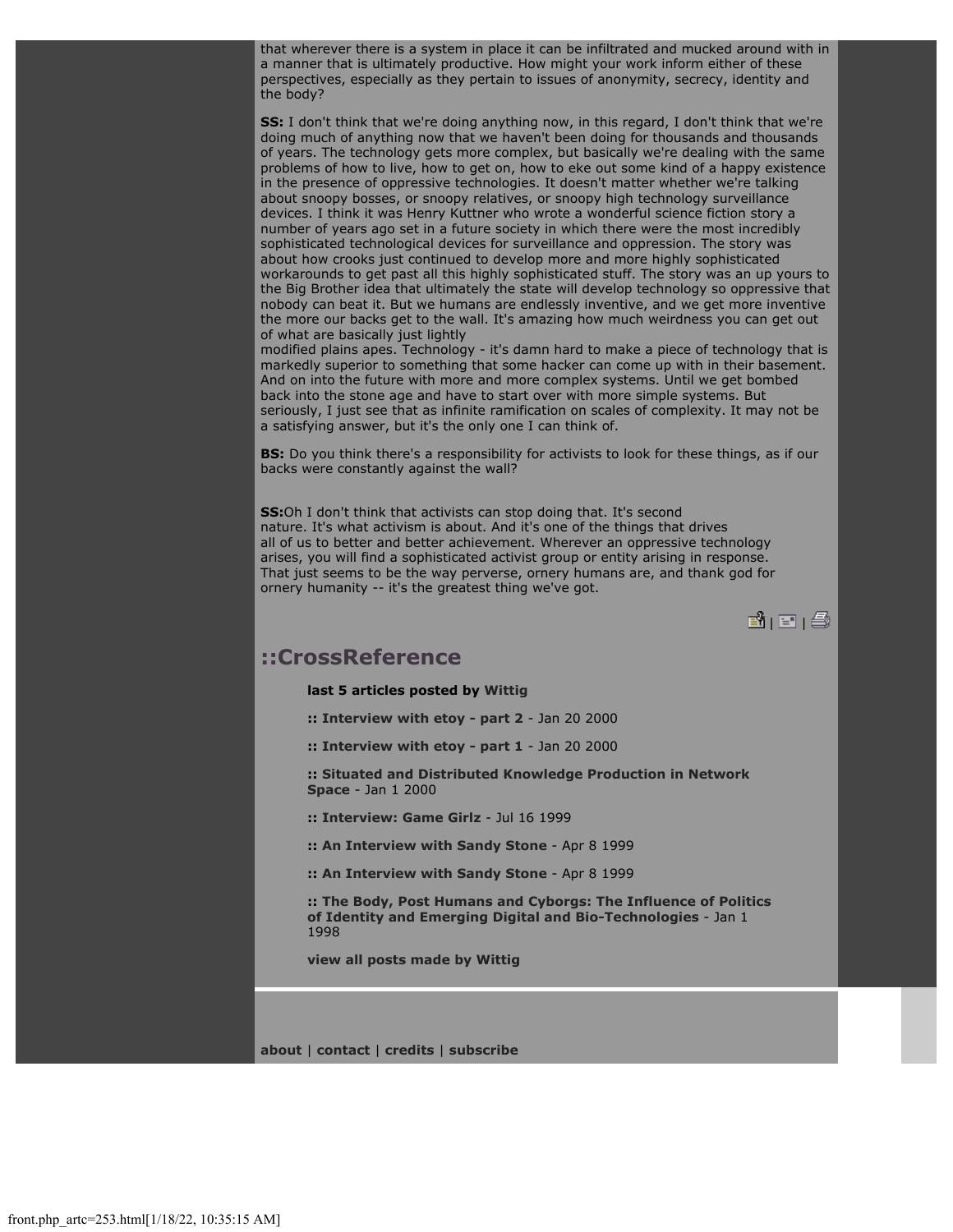that wherever there is a system in place it can be infiltrated and mucked around with in a manner that is ultimately productive. How might your work inform either of these perspectives, especially as they pertain to issues of anonymity, secrecy, identity and the body?

**SS:** I don't think that we're doing anything now, in this regard, I don't think that we're doing much of anything now that we haven't been doing for thousands and thousands of years. The technology gets more complex, but basically we're dealing with the same problems of how to live, how to get on, how to eke out some kind of a happy existence in the presence of oppressive technologies. It doesn't matter whether we're talking about snoopy bosses, or snoopy relatives, or snoopy high technology surveillance devices. I think it was Henry Kuttner who wrote a wonderful science fiction story a number of years ago set in a future society in which there were the most incredibly sophisticated technological devices for surveillance and oppression. The story was about how crooks just continued to develop more and more highly sophisticated workarounds to get past all this highly sophisticated stuff. The story was an up yours to the Big Brother idea that ultimately the state will develop technology so oppressive that nobody can beat it. But we humans are endlessly inventive, and we get more inventive the more our backs get to the wall. It's amazing how much weirdness you can get out of what are basically just lightly modified plains apes. Technology - it's damn hard to make a piece of technology that is markedly superior to something that some hacker can come up with in their basement. And on into the future with more and more complex systems. Until we get bombed back into the stone age and have to start over with more simple systems. But seriously, I just see that as infinite ramification on scales of complexity. It may not be a satisfying answer, but it's the only one I can think of.

**BS:** Do you think there's a responsibility for activists to look for these things, as if our backs were constantly against the wall?

**SS:** Oh I don't think that activists can stop doing that. It's second nature. It's what activism is about. And it's one of the things that drives all of us to better and better achievement. Wherever an oppressive technology arises, you will find a sophisticated activist group or entity arising in response. That just seems to be the way perverse, ornery humans are, and thank god for ornery humanity -- it's the greatest thing we've got.

## ::CrossReference

**last 5 articles posted by Wittig**

**:: Interview with etoy - part 2** - Jan 20 2000

**:: Interview with etoy - part 1** - Jan 20 2000

**:: Situated and Distributed Knowledge Production in Network Space** - Jan 1 2000

**:: Interview: Game Girlz** - Jul 16 1999

**:: An Interview with Sandy Stone** - Apr 8 1999

**:: An Interview with Sandy Stone** - Apr 8 1999

**:: The Body, Post Humans and Cyborgs: The Influence of Politics of Identity and Emerging Digital and Bio-Technologies** - Jan 1 1998

**view all posts made by Wittig**

**about** | **contact** | **credits** | **subscribe**